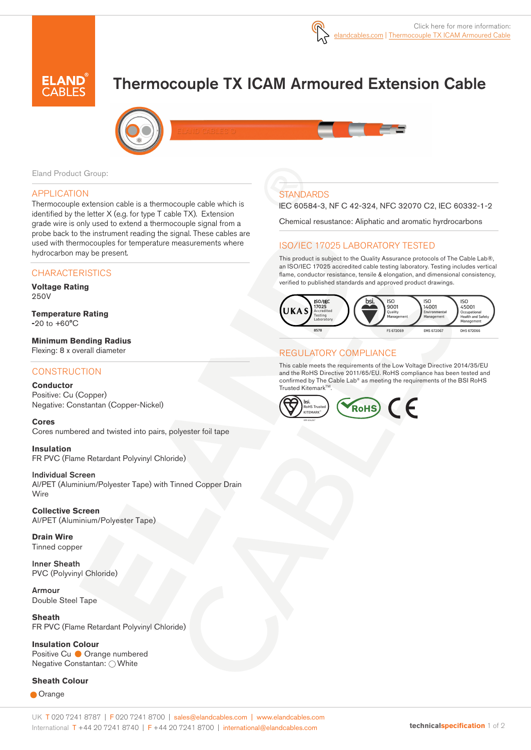Click here for more information: elandcables.com | Thermocouple TX ICAM Armoured Cable

# Thermocouple TX ICAM Armoured Extension Cable

Eland Product Group:

## APPLICATION

Thermocouple extension cable is a thermocouple cable which is identified by the letter X (e.g. for type T cable TX). Extension grade wire is only used to extend a thermocouple signal from a probe back to the instrument reading the signal. These cables are used with thermocouples for temperature measurements where hydrocarbon may be present.

## CHARACTERISTICS

**Voltage Rating**
250V

**Temperature Rating**
-20 to +60°C

**Minimum Bending Radius**
Flexing: 8 x overall diameter

## CONSTRUCTION

**Conductor**
Positive: Cu (Copper)
Negative: Constantan (Copper-Nickel)

**Cores**
Cores numbered and twisted into pairs, polyester foil tape

**Insulation**
FR PVC (Flame Retardant Polyvinyl Chloride)

**Individual Screen**
Al/PET (Aluminium/Polyester Tape) with Tinned Copper Drain Wire

**Collective Screen**
Al/PET (Aluminium/Polyester Tape)

**Drain Wire**
Tinned copper

**Inner Sheath**
PVC (Polyvinyl Chloride)

**Armour**
Double Steel Tape

**Sheath**
FR PVC (Flame Retardant Polyvinyl Chloride)

**Insulation Colour**
Positive Cu ● Orange numbered
Negative Constantan: ○ White

**Sheath Colour**
● Orange

## STANDARDS

IEC 60584-3, NF C 42-324, NFC 32070 C2, IEC 60332-1-2

Chemical resustance: Aliphatic and aromatic hyrdrocarbons

## ISO/IEC 17025 LABORATORY TESTED

This product is subject to the Quality Assurance protocols of The Cable Lab®, an ISO/IEC 17025 accredited cable testing laboratory. Testing includes vertical flame, conductor resistance, tensile & elongation, and dimensional consistency, verified to published standards and approved product drawings.

UKAS ISO/IEC 17025 Accredited Testing Laboratory 8578 | bsi. ISO 9001 Quality Management FS 672069 | ISO 14001 Environmental Management EMS 672067 | ISO 45001 Occupational Health and Safety Management OHS 672066

## REGULATORY COMPLIANCE

This cable meets the requirements of the Low Voltage Directive 2014/35/EU and the RoHS Directive 2011/65/EU. RoHS compliance has been tested and confirmed by The Cable Lab® as meeting the requirements of the BSI RoHS Trusted Kitemark™.

bsi. RoHS Trusted KITEMARK™ | RoHS | CE

UK T 020 7241 8787 | F 020 7241 8700 | sales@elandcables.com | www.elandcables.com
International T +44 20 7241 8740 | F +44 20 7241 8700 | international@elandcables.com

technicalspecification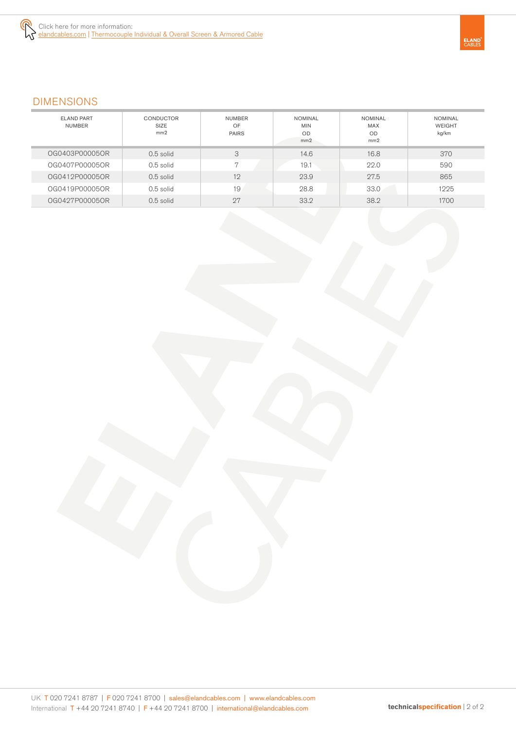Click here for more information:
elandcables.com | Thermocouple Individual & Overall Screen & Armored Cable

## DIMENSIONS

| ELAND PART NUMBER | CONDUCTOR SIZE mm2 | NUMBER OF PAIRS | NOMINAL MIN OD mm2 | NOMINAL MAX OD mm2 | NOMINAL WEIGHT kg/km |
|---|---|---|---|---|---|
| OG0403P00005OR | 0.5 solid | 3 | 14.6 | 16.8 | 370 |
| OG0407P00005OR | 0.5 solid | 7 | 19.1 | 22.0 | 590 |
| OG0412P00005OR | 0.5 solid | 12 | 23.9 | 27.5 | 865 |
| OG0419P00005OR | 0.5 solid | 19 | 28.8 | 33.0 | 1225 |
| OG0427P00005OR | 0.5 solid | 27 | 33.2 | 38.2 | 1700 |

UK T 020 7241 8787 | F 020 7241 8700 | sales@elandcables.com | www.elandcables.com
International T +44 20 7241 8740 | F +44 20 7241 8700 | international@elandcables.com

**technicalspecification**